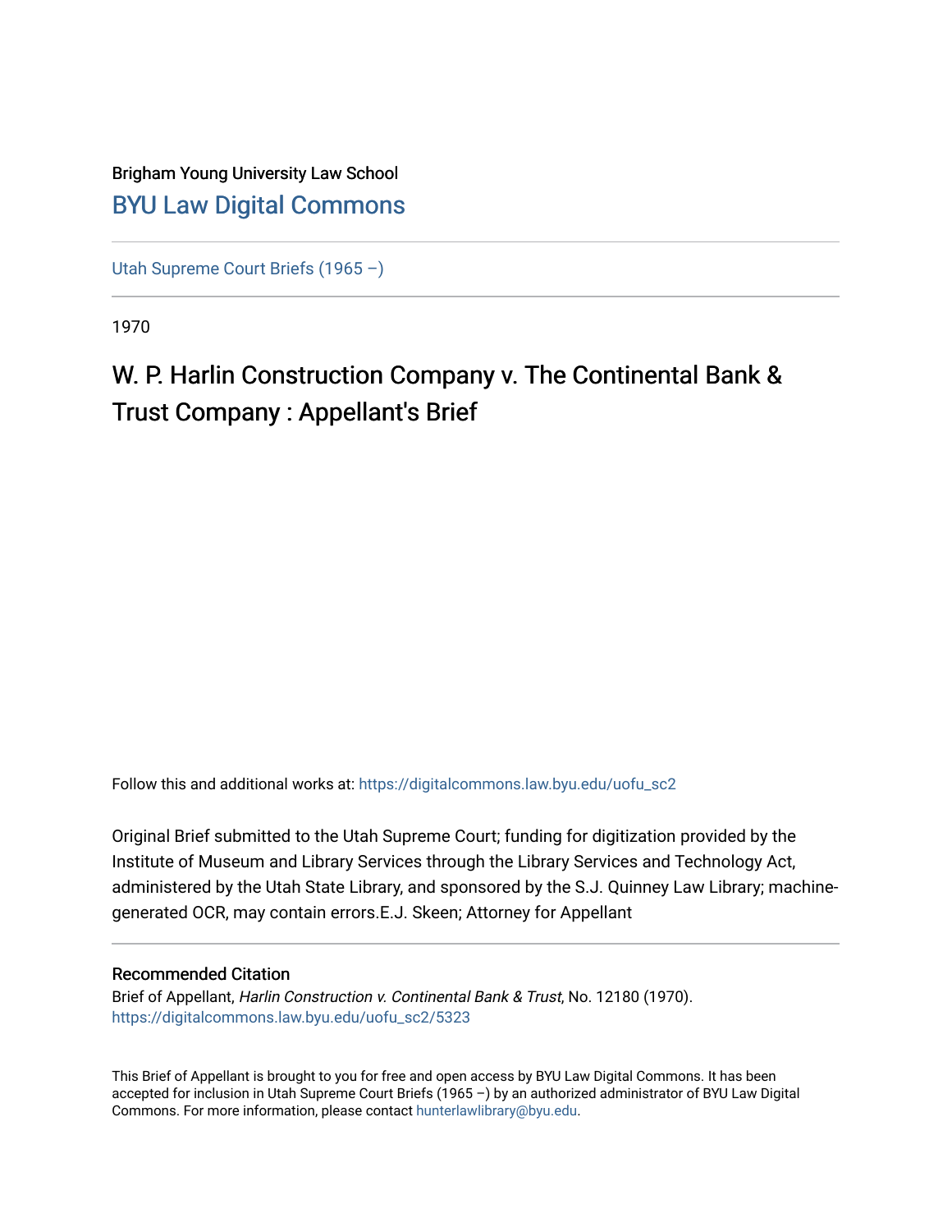Brigham Young University Law School

## BYU Law Digital Commons

Utah Supreme Court Briefs (1965 –)

1970

# W. P. Harlin Construction Company v. The Continental Bank & Trust Company : Appellant's Brief

Follow this and additional works at: https://digitalcommons.law.byu.edu/uofu_sc2

Original Brief submitted to the Utah Supreme Court; funding for digitization provided by the Institute of Museum and Library Services through the Library Services and Technology Act, administered by the Utah State Library, and sponsored by the S.J. Quinney Law Library; machine-generated OCR, may contain errors.E.J. Skeen; Attorney for Appellant

### Recommended Citation

Brief of Appellant, *Harlin Construction v. Continental Bank & Trust*, No. 12180 (1970).
https://digitalcommons.law.byu.edu/uofu_sc2/5323

This Brief of Appellant is brought to you for free and open access by BYU Law Digital Commons. It has been accepted for inclusion in Utah Supreme Court Briefs (1965 –) by an authorized administrator of BYU Law Digital Commons. For more information, please contact hunterlawlibrary@byu.edu.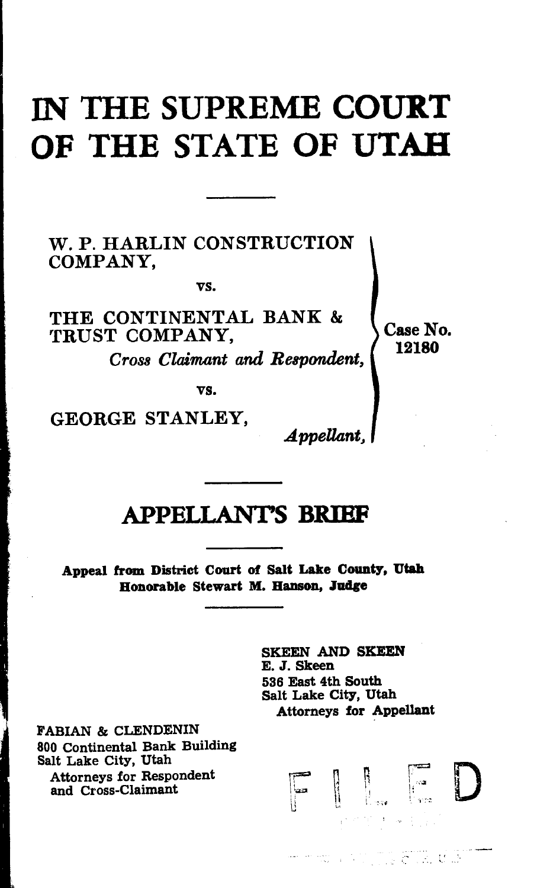# IN THE SUPREME COURT OF THE STATE OF UTAH

W. P. HARLIN CONSTRUCTION COMPANY,

vs.

THE CONTINENTAL BANK & TRUST COMPANY,

*Cross Claimant and Respondent,*

vs.

GEORGE STANLEY,

*Appellant,*

Case No. 12180

## APPELLANT'S BRIEF

**Appeal from District Court of Salt Lake County, Utah**
**Honorable Stewart M. Hanson, Judge**

SKEEN AND SKEEN
E. J. Skeen
536 East 4th South
Salt Lake City, Utah
Attorneys for Appellant

FABIAN & CLENDENIN
800 Continental Bank Building
Salt Lake City, Utah
Attorneys for Respondent and Cross-Claimant

FILED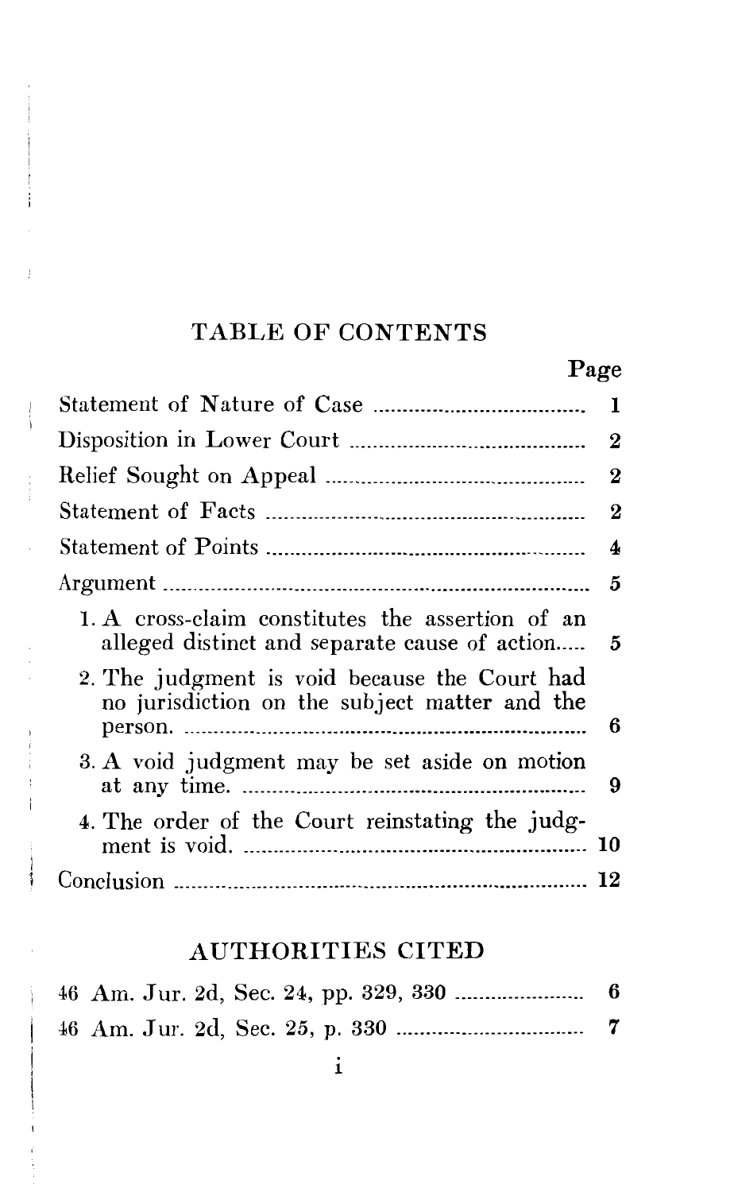## TABLE OF CONTENTS

| | Page |
|---|---|
| Statement of Nature of Case | 1 |
| Disposition in Lower Court | 2 |
| Relief Sought on Appeal | 2 |
| Statement of Facts | 2 |
| Statement of Points | 4 |
| Argument | 5 |
| 1. A cross-claim constitutes the assertion of an alleged distinct and separate cause of action | 5 |
| 2. The judgment is void because the Court had no jurisdiction on the subject matter and the person. | 6 |
| 3. A void judgment may be set aside on motion at any time. | 9 |
| 4. The order of the Court reinstating the judgment is void. | 10 |
| Conclusion | 12 |

## AUTHORITIES CITED

| | |
|---|---|
| 46 Am. Jur. 2d, Sec. 24, pp. 329, 330 | 6 |
| 46 Am. Jur. 2d, Sec. 25, p. 330 | 7 |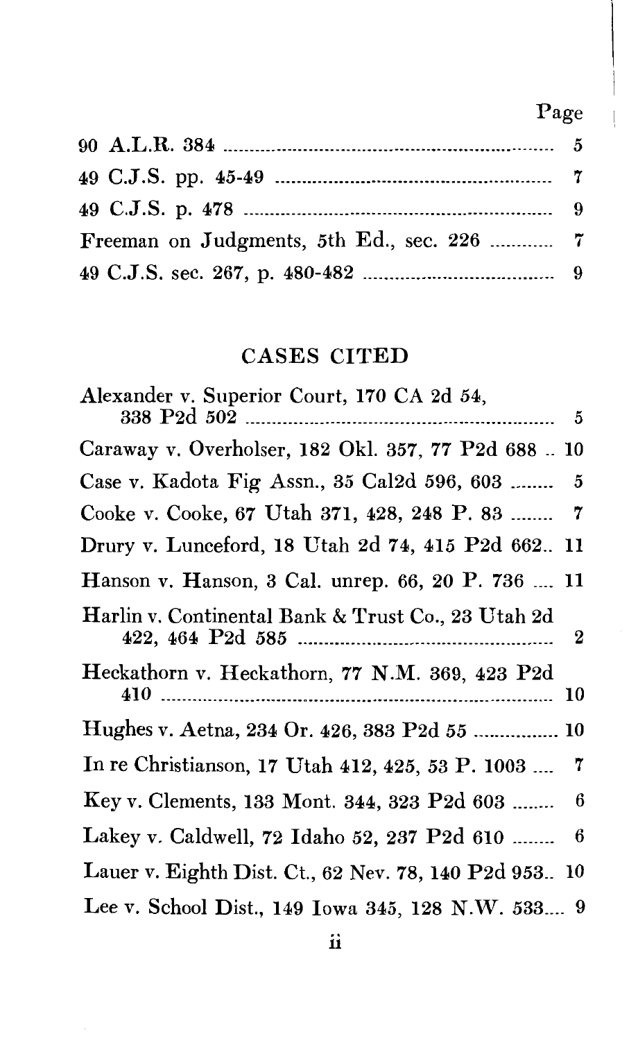| | Page |
|---|---|
| 90 A.L.R. 384 | 5 |
| 49 C.J.S. pp. 45-49 | 7 |
| 49 C.J.S. p. 478 | 9 |
| Freeman on Judgments, 5th Ed., sec. 226 | 7 |
| 49 C.J.S. sec. 267, p. 480-482 | 9 |

## CASES CITED

| | |
|---|---|
| Alexander v. Superior Court, 170 CA 2d 54, 338 P2d 502 | 5 |
| Caraway v. Overholser, 182 Okl. 357, 77 P2d 688 | 10 |
| Case v. Kadota Fig Assn., 35 Cal2d 596, 603 | 5 |
| Cooke v. Cooke, 67 Utah 371, 428, 248 P. 83 | 7 |
| Drury v. Lunceford, 18 Utah 2d 74, 415 P2d 662 | 11 |
| Hanson v. Hanson, 3 Cal. unrep. 66, 20 P. 736 | 11 |
| Harlin v. Continental Bank & Trust Co., 23 Utah 2d 422, 464 P2d 585 | 2 |
| Heckathorn v. Heckathorn, 77 N.M. 369, 423 P2d 410 | 10 |
| Hughes v. Aetna, 234 Or. 426, 383 P2d 55 | 10 |
| In re Christianson, 17 Utah 412, 425, 53 P. 1003 | 7 |
| Key v. Clements, 133 Mont. 344, 323 P2d 603 | 6 |
| Lakey v. Caldwell, 72 Idaho 52, 237 P2d 610 | 6 |
| Lauer v. Eighth Dist. Ct., 62 Nev. 78, 140 P2d 953 | 10 |
| Lee v. School Dist., 149 Iowa 345, 128 N.W. 533 | 9 |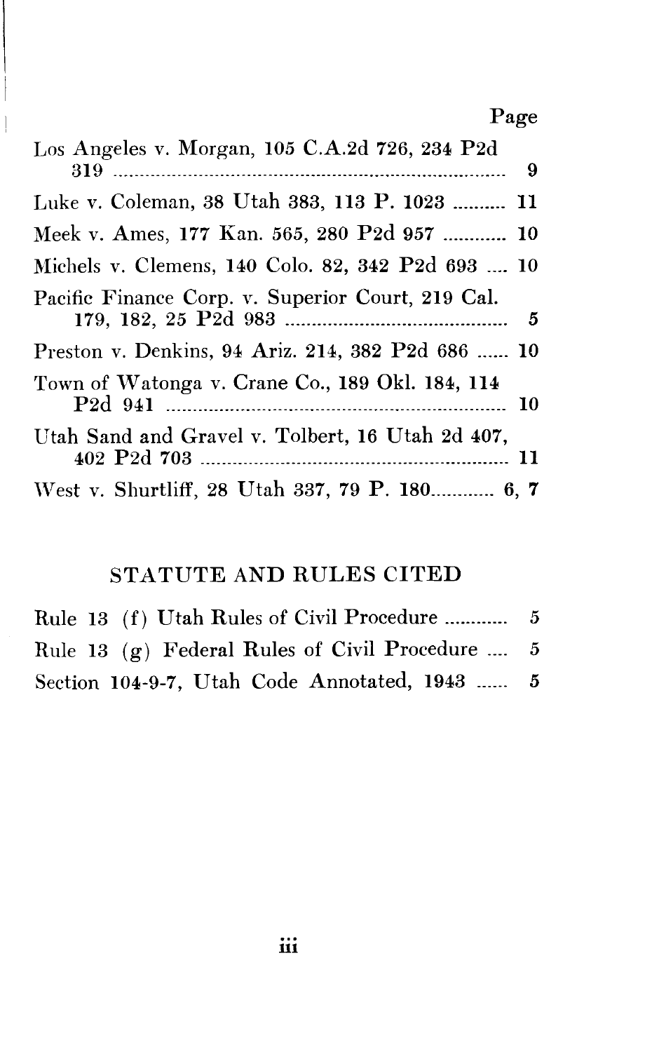| | Page |
|---|---|
| Los Angeles v. Morgan, 105 C.A.2d 726, 234 P2d 319 | 9 |
| Luke v. Coleman, 38 Utah 383, 113 P. 1023 | 11 |
| Meek v. Ames, 177 Kan. 565, 280 P2d 957 | 10 |
| Michels v. Clemens, 140 Colo. 82, 342 P2d 693 | 10 |
| Pacific Finance Corp. v. Superior Court, 219 Cal. 179, 182, 25 P2d 983 | 5 |
| Preston v. Denkins, 94 Ariz. 214, 382 P2d 686 | 10 |
| Town of Watonga v. Crane Co., 189 Okl. 184, 114 P2d 941 | 10 |
| Utah Sand and Gravel v. Tolbert, 16 Utah 2d 407, 402 P2d 703 | 11 |
| West v. Shurtliff, 28 Utah 337, 79 P. 180 | 6, 7 |

## STATUTE AND RULES CITED

| | |
|---|---|
| Rule 13 (f) Utah Rules of Civil Procedure | 5 |
| Rule 13 (g) Federal Rules of Civil Procedure | 5 |
| Section 104-9-7, Utah Code Annotated, 1943 | 5 |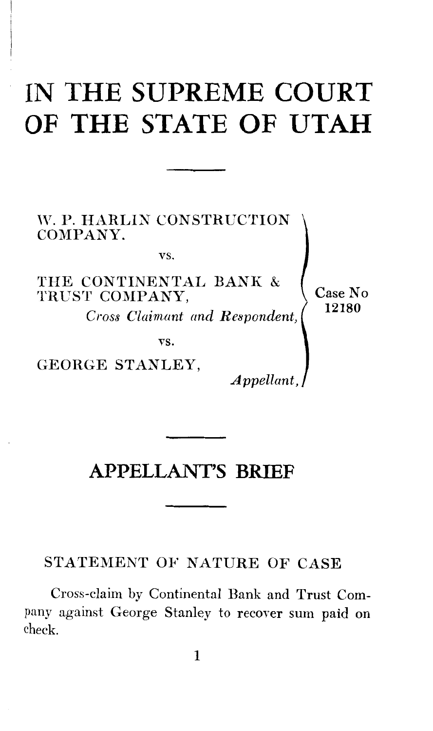# IN THE SUPREME COURT OF THE STATE OF UTAH

W. P. HARLIN CONSTRUCTION COMPANY.

vs.

THE CONTINENTAL BANK & TRUST COMPANY,

*Cross Claimant and Respondent,*

vs.

GEORGE STANLEY,

*Appellant,*

Case No 12180

## APPELLANT'S BRIEF

### STATEMENT OF NATURE OF CASE

Cross-claim by Continental Bank and Trust Company against George Stanley to recover sum paid on check.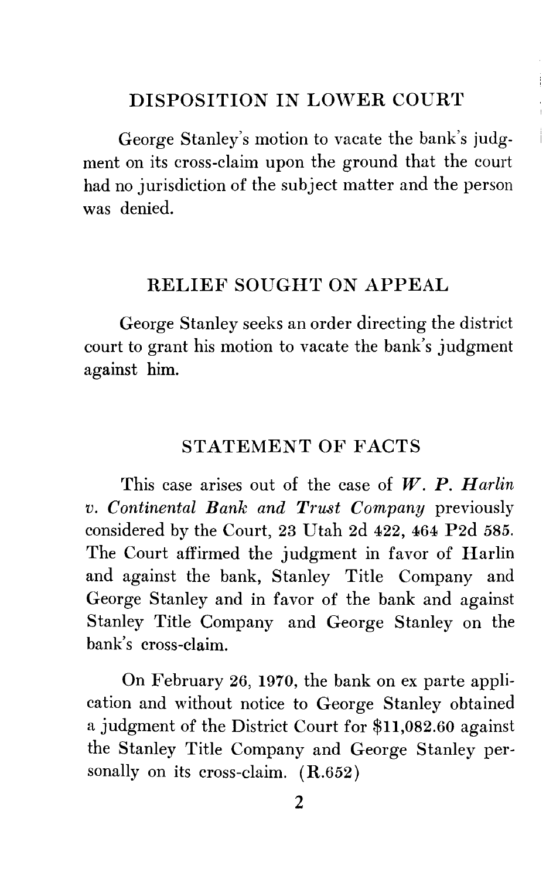## DISPOSITION IN LOWER COURT

George Stanley's motion to vacate the bank's judgment on its cross-claim upon the ground that the court had no jurisdiction of the subject matter and the person was denied.

## RELIEF SOUGHT ON APPEAL

George Stanley seeks an order directing the district court to grant his motion to vacate the bank's judgment against him.

## STATEMENT OF FACTS

This case arises out of the case of ***W. P. Harlin** v. Continental Bank and Trust Company* previously considered by the Court, 23 Utah 2d 422, 464 P2d 585. The Court affirmed the judgment in favor of Harlin and against the bank, Stanley Title Company and George Stanley and in favor of the bank and against Stanley Title Company and George Stanley on the bank's cross-claim.

On February 26, 1970, the bank on ex parte application and without notice to George Stanley obtained a judgment of the District Court for $11,082.60 against the Stanley Title Company and George Stanley personally on its cross-claim. (R.652)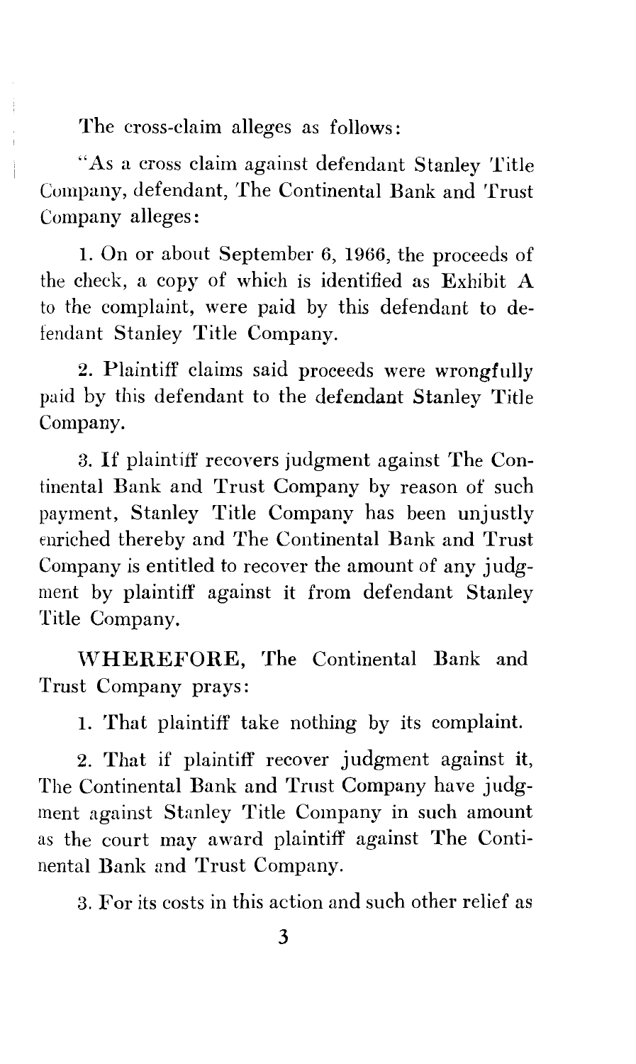The cross-claim alleges as follows:

"As a cross claim against defendant Stanley Title Company, defendant, The Continental Bank and Trust Company alleges:

1. On or about September 6, 1966, the proceeds of the check, a copy of which is identified as Exhibit A to the complaint, were paid by this defendant to defendant Stanley Title Company.

2. Plaintiff claims said proceeds were wrongfully paid by this defendant to the defendant Stanley Title Company.

3. If plaintiff recovers judgment against The Continental Bank and Trust Company by reason of such payment, Stanley Title Company has been unjustly enriched thereby and The Continental Bank and Trust Company is entitled to recover the amount of any judgment by plaintiff against it from defendant Stanley Title Company.

**WHEREFORE**, The Continental Bank and Trust Company prays:

1. That plaintiff take nothing by its complaint.

2. That if plaintiff recover judgment against it, The Continental Bank and Trust Company have judgment against Stanley Title Company in such amount as the court may award plaintiff against The Continental Bank and Trust Company.

3. For its costs in this action and such other relief as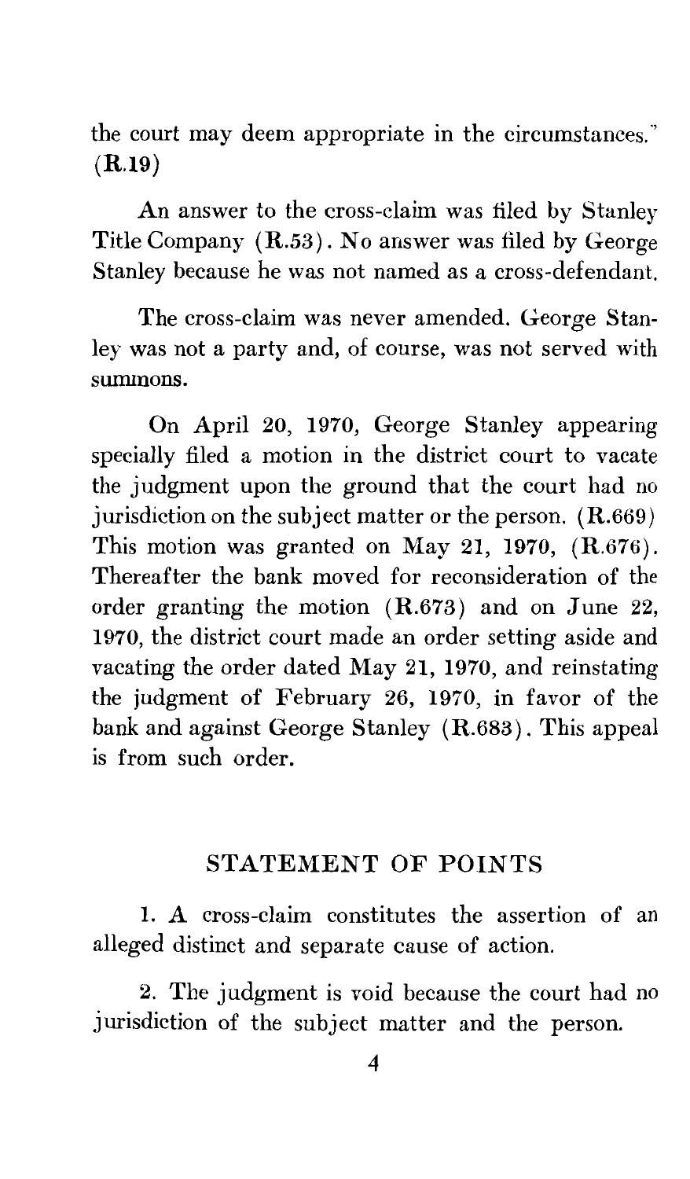the court may deem appropriate in the circumstances." (R.19)

An answer to the cross-claim was filed by Stanley Title Company (R.53). No answer was filed by George Stanley because he was not named as a cross-defendant.

The cross-claim was never amended. George Stanley was not a party and, of course, was not served with summons.

On April 20, 1970, George Stanley appearing specially filed a motion in the district court to vacate the judgment upon the ground that the court had no jurisdiction on the subject matter or the person. (R.669) This motion was granted on May 21, 1970, (R.676). Thereafter the bank moved for reconsideration of the order granting the motion (R.673) and on June 22, 1970, the district court made an order setting aside and vacating the order dated May 21, 1970, and reinstating the judgment of February 26, 1970, in favor of the bank and against George Stanley (R.683). This appeal is from such order.

## STATEMENT OF POINTS

1. A cross-claim constitutes the assertion of an alleged distinct and separate cause of action.

2. The judgment is void because the court had no jurisdiction of the subject matter and the person.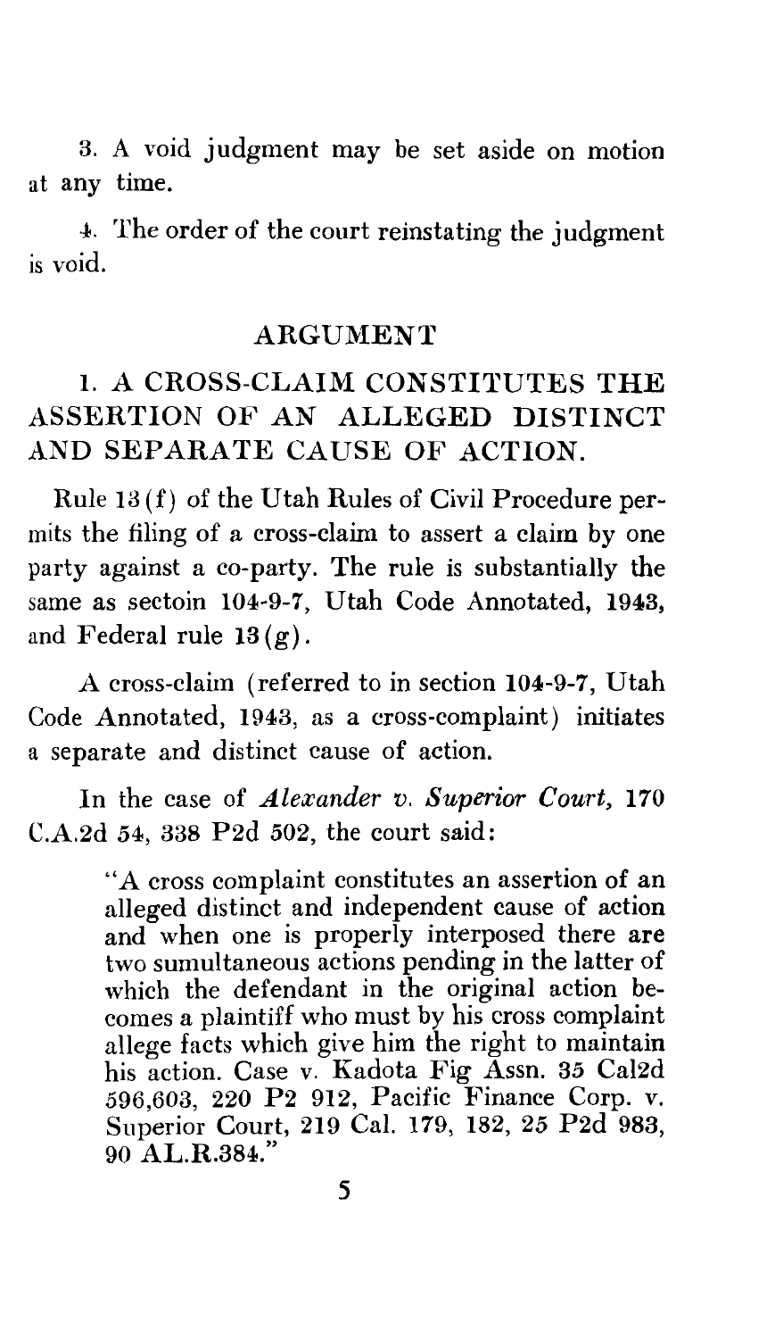3. A void judgment may be set aside on motion at any time.

4. The order of the court reinstating the judgment is void.

## ARGUMENT

### 1. A CROSS-CLAIM CONSTITUTES THE ASSERTION OF AN ALLEGED DISTINCT AND SEPARATE CAUSE OF ACTION.

Rule 13 (f) of the Utah Rules of Civil Procedure permits the filing of a cross-claim to assert a claim by one party against a co-party. The rule is substantially the same as sectoin 104-9-7, Utah Code Annotated, 1943, and Federal rule 13 (g).

A cross-claim (referred to in section 104-9-7, Utah Code Annotated, 1943, as a cross-complaint) initiates a separate and distinct cause of action.

In the case of *Alexander v. Superior Court,* 170 C.A.2d 54, 338 P2d 502, the court said:

> "A cross complaint constitutes an assertion of an alleged distinct and independent cause of action and when one is properly interposed there are two sumultaneous actions pending in the latter of which the defendant in the original action becomes a plaintiff who must by his cross complaint allege facts which give him the right to maintain his action. Case v. Kadota Fig Assn. 35 Cal2d 596,603, 220 P2 912, Pacific Finance Corp. v. Superior Court, 219 Cal. 179, 182, 25 P2d 983, 90 AL.R.384."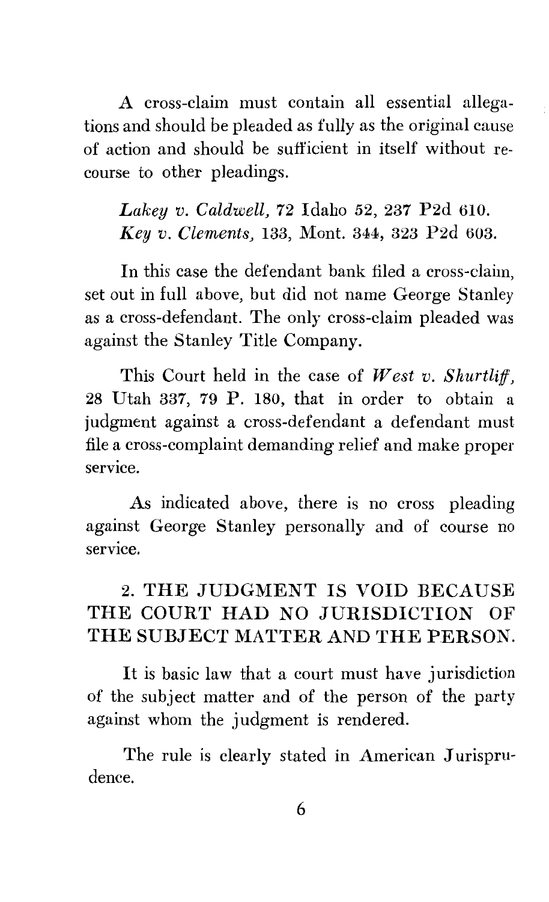A cross-claim must contain all essential allegations and should be pleaded as fully as the original cause of action and should be sufficient in itself without recourse to other pleadings.

> *Lakey v. Caldwell,* 72 Idaho 52, 237 P2d 610.
> *Key v. Clements,* 133, Mont. 344, 323 P2d 603.

In this case the defendant bank filed a cross-claim, set out in full above, but did not name George Stanley as a cross-defendant. The only cross-claim pleaded was against the Stanley Title Company.

This Court held in the case of *West v. Shurtliff,* 28 Utah 337, 79 P. 180, that in order to obtain a judgment against a cross-defendant a defendant must file a cross-complaint demanding relief and make proper service.

As indicated above, there is no cross pleading against George Stanley personally and of course no service.

## 2. THE JUDGMENT IS VOID BECAUSE THE COURT HAD NO JURISDICTION OF THE SUBJECT MATTER AND THE PERSON.

It is basic law that a court must have jurisdiction of the subject matter and of the person of the party against whom the judgment is rendered.

The rule is clearly stated in American Jurisprudence.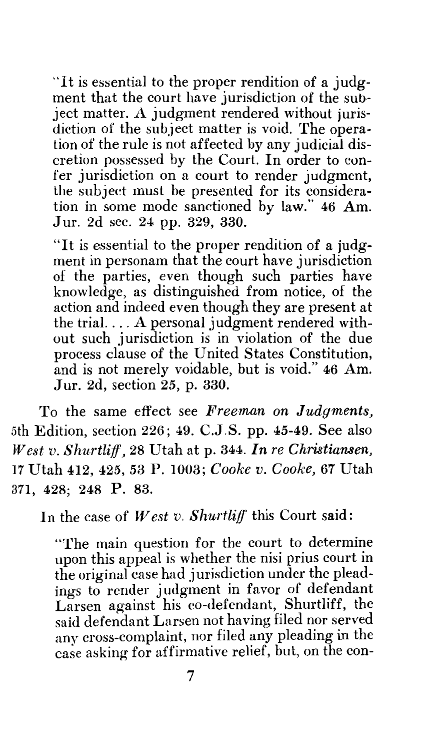> "It is essential to the proper rendition of a judgment that the court have jurisdiction of the subject matter. A judgment rendered without jurisdiction of the subject matter is void. The operation of the rule is not affected by any judicial discretion possessed by the Court. In order to confer jurisdiction on a court to render judgment, the subject must be presented for its consideration in some mode sanctioned by law." 46 Am. Jur. 2d sec. 24 pp. 329, 330.

> "It is essential to the proper rendition of a judgment in personam that the court have jurisdiction of the parties, even though such parties have knowledge, as distinguished from notice, of the action and indeed even though they are present at the trial. . . . A personal judgment rendered without such jurisdiction is in violation of the due process clause of the United States Constitution, and is not merely voidable, but is void." 46 Am. Jur. 2d, section 25, p. 330.

To the same effect see *Freeman on Judgments*, 5th Edition, section 226; 49. C.J.S. pp. 45-49. See also *West v. Shurtliff*, 28 Utah at p. 344. *In re Christiansen*, 17 Utah 412, 425, 53 P. 1003; *Cooke v. Cooke*, 67 Utah 371, 428; 248 P. 83.

In the case of *West v. Shurtliff* this Court said:

> "The main question for the court to determine upon this appeal is whether the nisi prius court in the original case had jurisdiction under the pleadings to render judgment in favor of defendant Larsen against his co-defendant, Shurtliff, the said defendant Larsen not having filed nor served any cross-complaint, nor filed any pleading in the case asking for affirmative relief, but, on the con-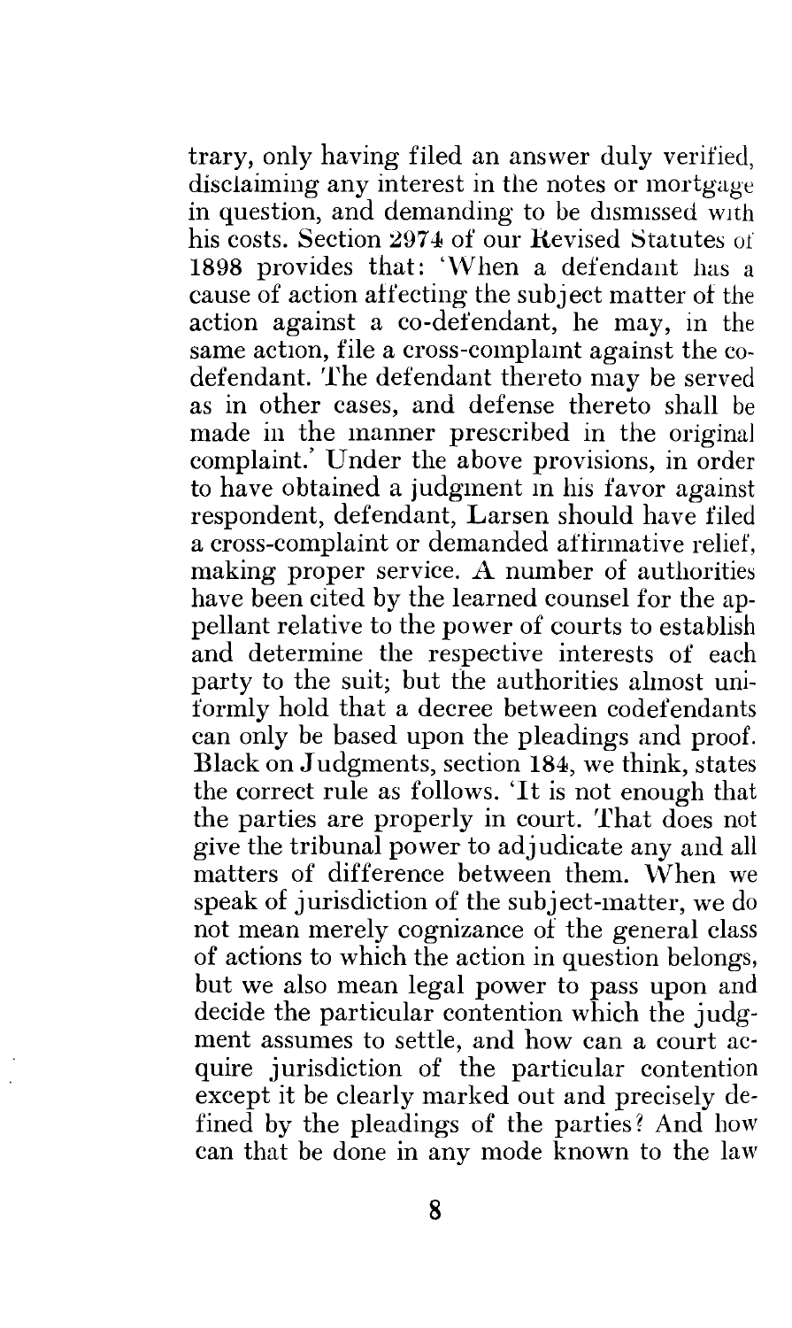trary, only having filed an answer duly verified, disclaiming any interest in the notes or mortgage in question, and demanding to be dismissed with his costs. Section 2974 of our Revised Statutes of 1898 provides that: 'When a defendant has a cause of action affecting the subject matter of the action against a co-defendant, he may, in the same action, file a cross-complaint against the co-defendant. The defendant thereto may be served as in other cases, and defense thereto shall be made in the manner prescribed in the original complaint.' Under the above provisions, in order to have obtained a judgment in his favor against respondent, defendant, Larsen should have filed a cross-complaint or demanded affirmative relief, making proper service. A number of authorities have been cited by the learned counsel for the appellant relative to the power of courts to establish and determine the respective interests of each party to the suit; but the authorities almost uniformly hold that a decree between codefendants can only be based upon the pleadings and proof. Black on Judgments, section 184, we think, states the correct rule as follows. 'It is not enough that the parties are properly in court. That does not give the tribunal power to adjudicate any and all matters of difference between them. When we speak of jurisdiction of the subject-matter, we do not mean merely cognizance of the general class of actions to which the action in question belongs, but we also mean legal power to pass upon and decide the particular contention which the judgment assumes to settle, and how can a court acquire jurisdiction of the particular contention except it be clearly marked out and precisely defined by the pleadings of the parties? And how can that be done in any mode known to the law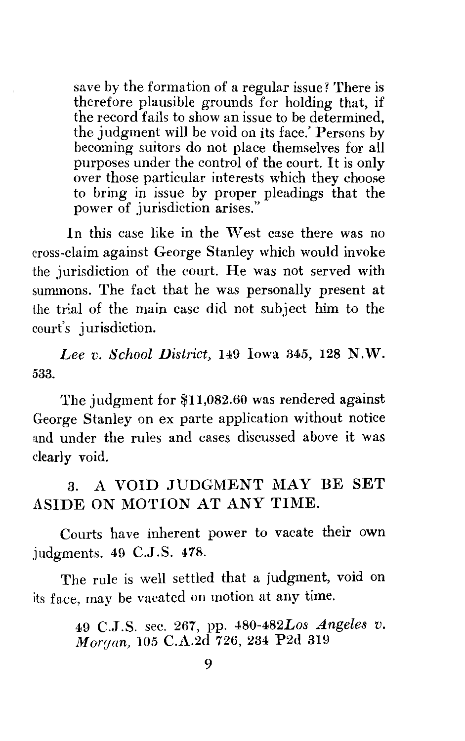> save by the formation of a regular issue? There is therefore plausible grounds for holding that, if the record fails to show an issue to be determined, the judgment will be void on its face.' Persons by becoming suitors do not place themselves for all purposes under the control of the court. It is only over those particular interests which they choose to bring in issue by proper pleadings that the power of jurisdiction arises."

In this case like in the West case there was no cross-claim against George Stanley which would invoke the jurisdiction of the court. He was not served with summons. The fact that he was personally present at the trial of the main case did not subject him to the court's jurisdiction.

*Lee v. School District,* 149 Iowa 345, 128 N.W. 533.

The judgment for $11,082.60 was rendered against George Stanley on ex parte application without notice and under the rules and cases discussed above it was clearly void.

## 3. A VOID JUDGMENT MAY BE SET ASIDE ON MOTION AT ANY TIME.

Courts have inherent power to vacate their own judgments. 49 C.J.S. 478.

The rule is well settled that a judgment, void on its face, may be vacated on motion at any time.

> 49 C.J.S. sec. 267, pp. 480-482*Los Angeles v. Morgan,* 105 C.A.2d 726, 234 P2d 319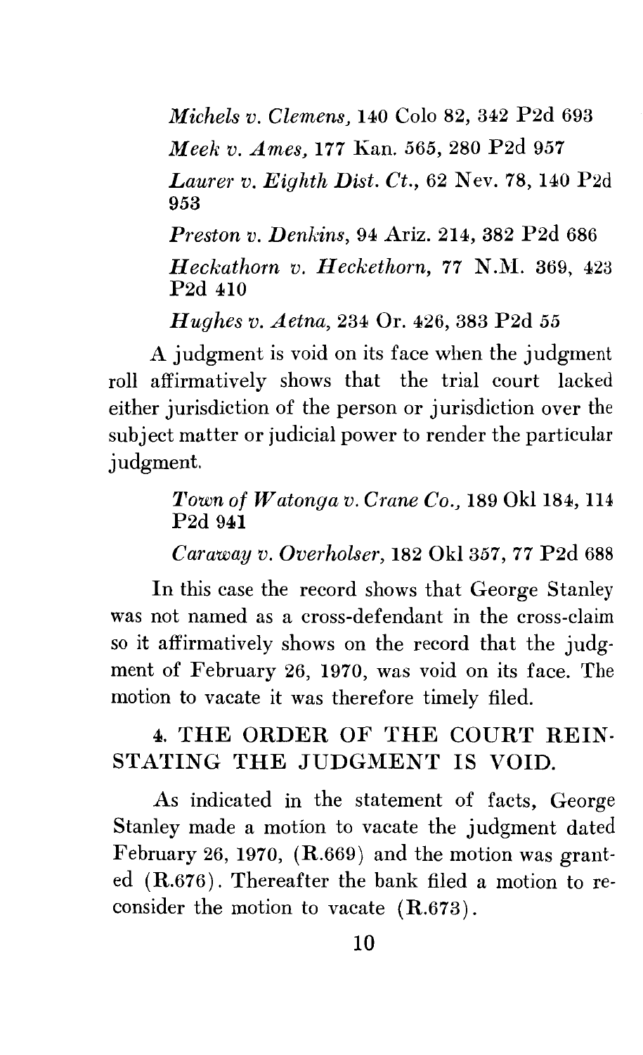*Michels v. Clemens*, 140 Colo 82, 342 P2d 693

*Meek v. Ames*, 177 Kan. 565, 280 P2d 957

*Laurer v. Eighth Dist. Ct.*, 62 Nev. 78, 140 P2d 953

*Preston v. Denkins*, 94 Ariz. 214, 382 P2d 686

*Heckathorn v. Heckethorn*, 77 N.M. 369, 423 P2d 410

*Hughes v. Aetna*, 234 Or. 426, 383 P2d 55

A judgment is void on its face when the judgment roll affirmatively shows that the trial court lacked either jurisdiction of the person or jurisdiction over the subject matter or judicial power to render the particular judgment.

*Town of Watonga v. Crane Co.*, 189 Okl 184, 114 P2d 941

*Caraway v. Overholser*, 182 Okl 357, 77 P2d 688

In this case the record shows that George Stanley was not named as a cross-defendant in the cross-claim so it affirmatively shows on the record that the judgment of February 26, 1970, was void on its face. The motion to vacate it was therefore timely filed.

## 4. THE ORDER OF THE COURT REINSTATING THE JUDGMENT IS VOID.

As indicated in the statement of facts, George Stanley made a motion to vacate the judgment dated February 26, 1970, (R.669) and the motion was granted (R.676). Thereafter the bank filed a motion to reconsider the motion to vacate (R.673).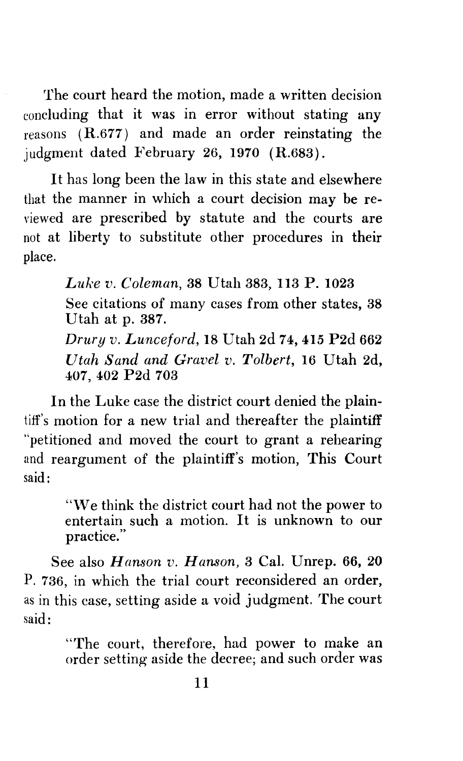The court heard the motion, made a written decision concluding that it was in error without stating any reasons (R.677) and made an order reinstating the judgment dated February 26, 1970 (R.683).

It has long been the law in this state and elsewhere that the manner in which a court decision may be reviewed are prescribed by statute and the courts are not at liberty to substitute other procedures in their place.

> *Luke v. Coleman*, 38 Utah 383, 113 P. 1023
>
> See citations of many cases from other states, 38 Utah at p. 387.
>
> *Drury v. Lunceford*, 18 Utah 2d 74, 415 P2d 662
>
> *Utah Sand and Gravel v. Tolbert*, 16 Utah 2d, 407, 402 P2d 703

In the Luke case the district court denied the plaintiff's motion for a new trial and thereafter the plaintiff "petitioned and moved the court to grant a rehearing and reargument of the plaintiff's motion, This Court said:

> "We think the district court had not the power to entertain such a motion. It is unknown to our practice."

See also *Hanson v. Hanson,* 3 Cal. Unrep. 66, 20 P. 736, in which the trial court reconsidered an order, as in this case, setting aside a void judgment. The court said:

> "The court, therefore, had power to make an order setting aside the decree; and such order was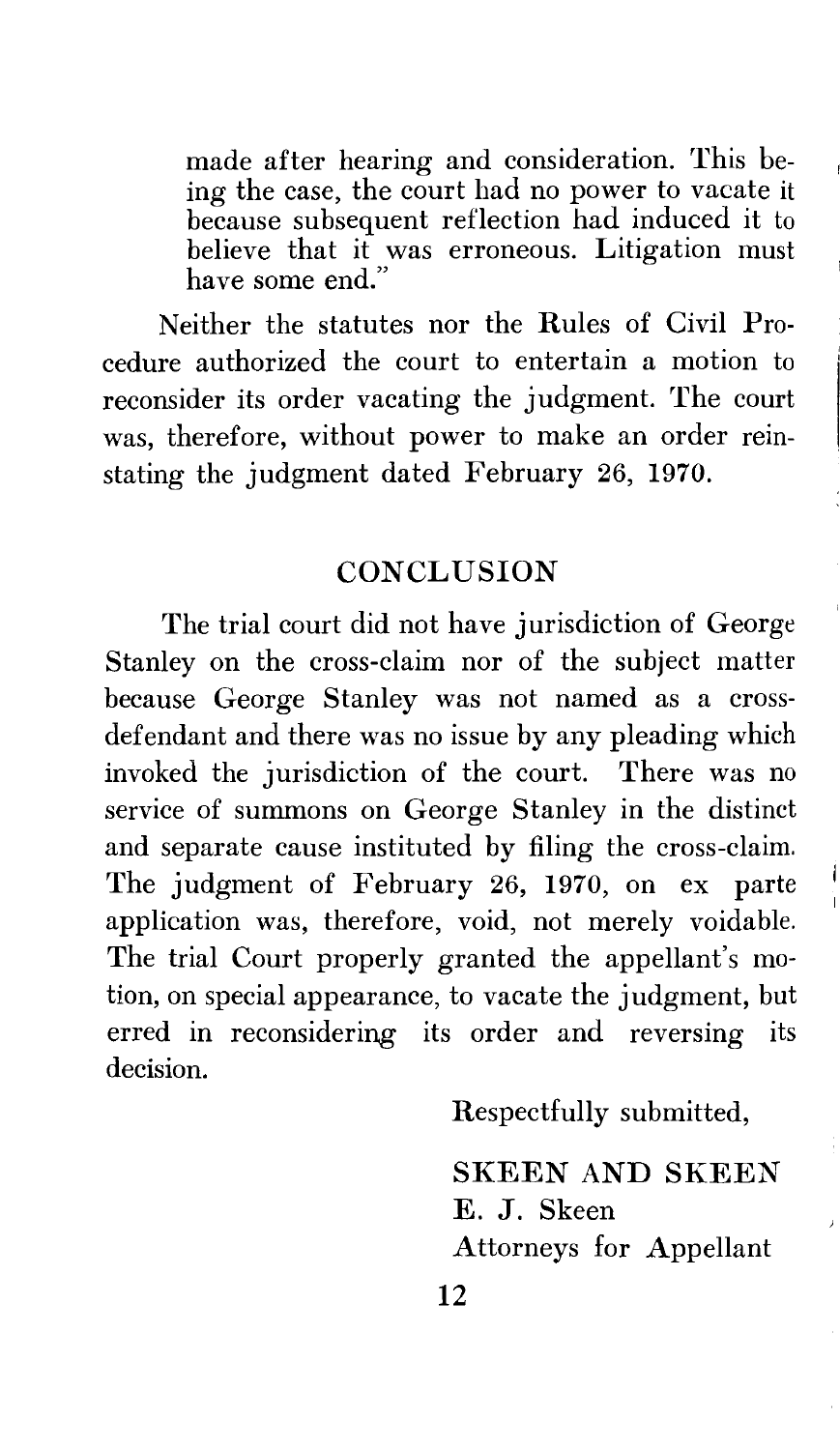made after hearing and consideration. This being the case, the court had no power to vacate it because subsequent reflection had induced it to believe that it was erroneous. Litigation must have some end."

Neither the statutes nor the Rules of Civil Procedure authorized the court to entertain a motion to reconsider its order vacating the judgment. The court was, therefore, without power to make an order reinstating the judgment dated February 26, 1970.

## CONCLUSION

The trial court did not have jurisdiction of George Stanley on the cross-claim nor of the subject matter because George Stanley was not named as a cross-defendant and there was no issue by any pleading which invoked the jurisdiction of the court. There was no service of summons on George Stanley in the distinct and separate cause instituted by filing the cross-claim. The judgment of February 26, 1970, on ex parte application was, therefore, void, not merely voidable. The trial Court properly granted the appellant's motion, on special appearance, to vacate the judgment, but erred in reconsidering its order and reversing its decision.

Respectfully submitted,

SKEEN AND SKEEN
E. J. Skeen
Attorneys for Appellant